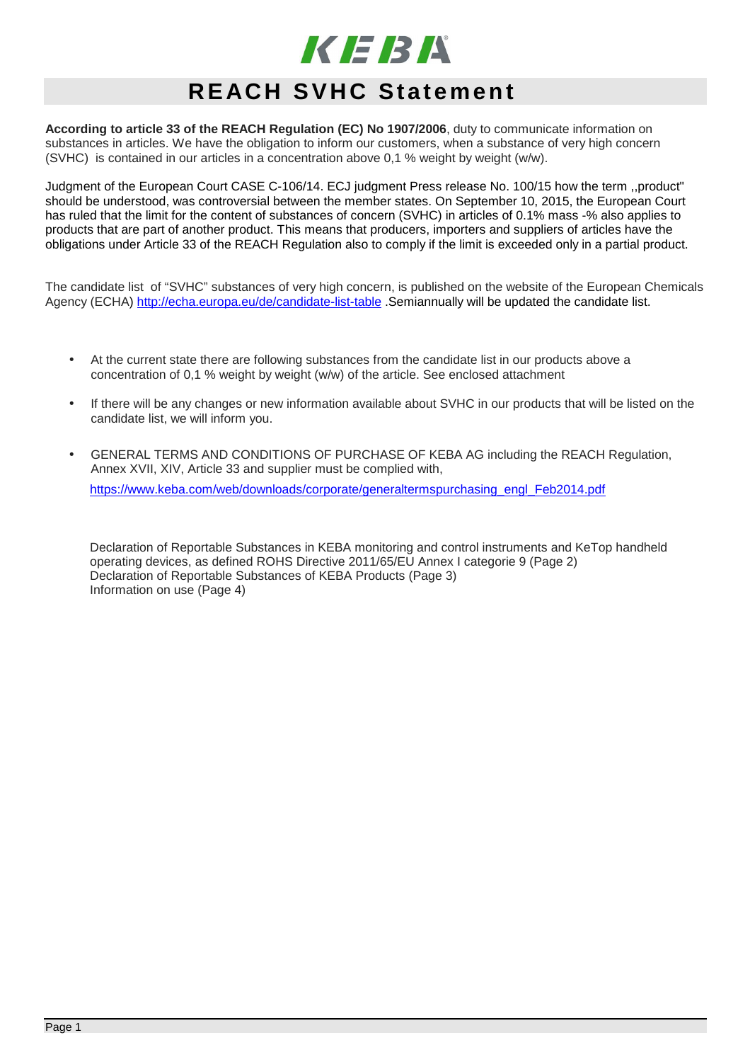KEBA

# REACH SVHC Statement

**According to article 33 of the REACH Regulation (EC) No 1907/2006**, duty to communicate information on substances in articles. We have the obligation to inform our customers, when a substance of very high concern (SVHC) is contained in our articles in a concentration above 0,1 % weight by weight (w/w).

Judgment of the European Court CASE C-106/14. ECJ judgment Press release No. 100/15 how the term ,,product" should be understood, was controversial between the member states. On September 10, 2015, the European Court has ruled that the limit for the content of substances of concern (SVHC) in articles of 0.1% mass -% also applies to products that are part of another product. This means that producers, importers and suppliers of articles have the obligations under Article 33 of the REACH Regulation also to comply if the limit is exceeded only in a partial product.

The candidate list of "SVHC" substances of very high concern, is published on the website of the European Chemicals Agency (ECHA) [http://echa.europa.eu/de/candidate-list-table](http://echa.europa.eu/de/candidate-list-table) .Semiannually will be updated the candidate list.

- At the current state there are following substances from the candidate list in our products above a concentration of 0,1 % weight by weight (w/w) of the article. See enclosed attachment
- If there will be any changes or new information available about SVHC in our products that will be listed on the candidate list, we will inform you.
- GENERAL TERMS AND CONDITIONS OF PURCHASE OF KEBA AG including the REACH Regulation, Annex XVII, XIV, Article 33 and supplier must be complied with,

  [https://www.keba.com/web/downloads/corporate/generaltermspurchasing_engl_Feb2014.pdf](https://www.keba.com/web/downloads/corporate/generaltermspurchasing_engl_Feb2014.pdf)

Declaration of Reportable Substances in KEBA monitoring and control instruments and KeTop handheld operating devices, as defined ROHS Directive 2011/65/EU Annex I categorie 9 (Page 2)
Declaration of Reportable Substances of KEBA Products (Page 3)
Information on use (Page 4)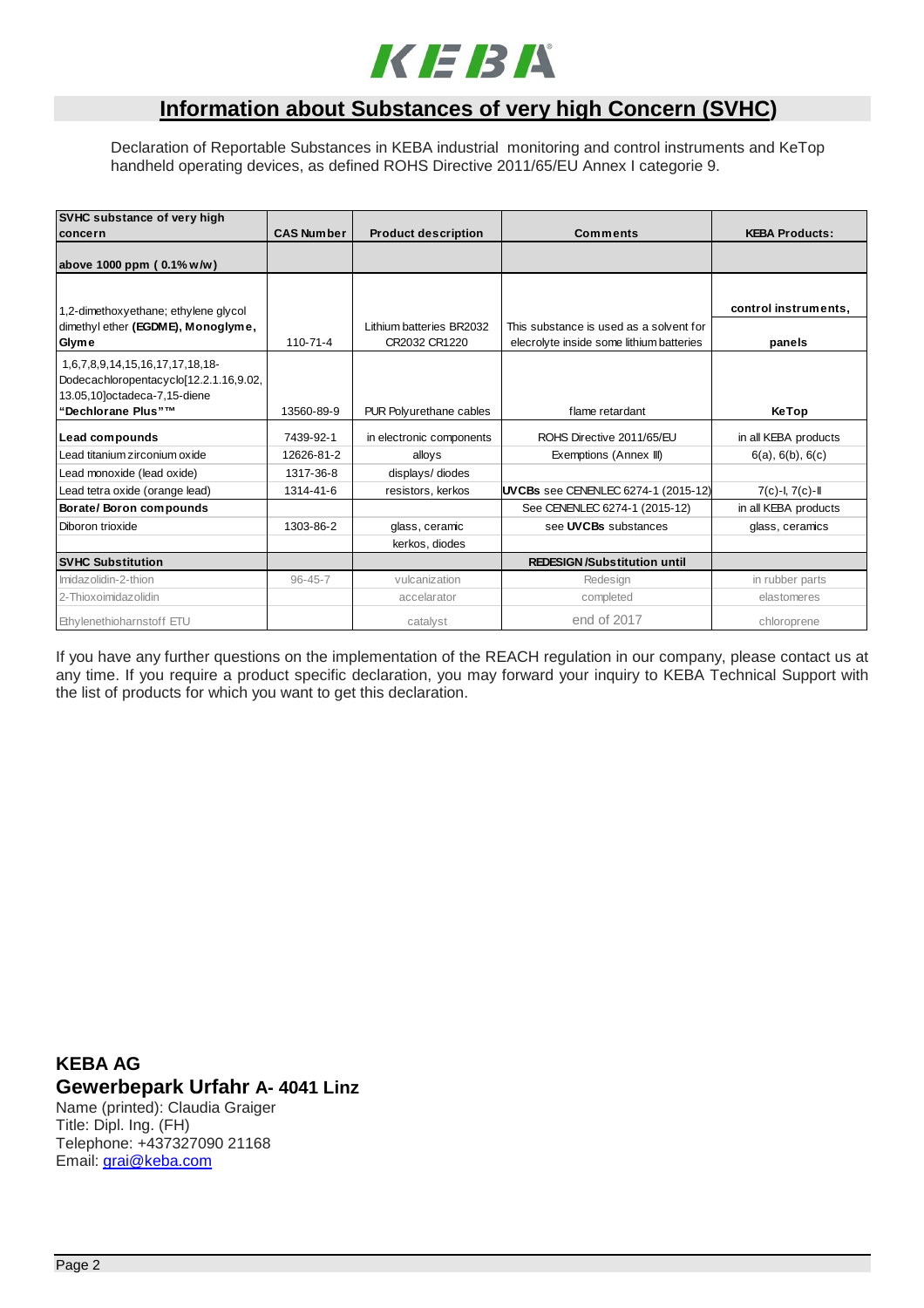KEBA

# Information about Substances of very high Concern (SVHC)

Declaration of Reportable Substances in KEBA industrial monitoring and control instruments and KeTop handheld operating devices, as defined ROHS Directive 2011/65/EU Annex I categorie 9.

| SVHC substance of very high concern | CAS Number | Product description | Comments | KEBA Products: |
|---|---|---|---|---|
| **above 1000 ppm ( 0.1% w/w)** | | | | |
| 1,2-dimethoxyethane; ethylene glycol dimethyl ether **(EGDME), Monoglyme, Glyme** | 110-71-4 | Lithium batteries BR2032 CR2032 CR1220 | This substance is used as a solvent for elecrolyte inside some lithium batteries | **control instruments, panels** |
| 1,6,7,8,9,14,15,16,17,17,18,18-Dodecachloropentacyclo[12.2.1.16,9.02,13.05,10]octadeca-7,15-diene **"Dechlorane Plus"™** | 13560-89-9 | PUR Polyurethane cables | flame retardant | **KeTop** |
| **Lead compounds** | 7439-92-1 | in electronic components | ROHS Directive 2011/65/EU | in all KEBA products |
| Lead titanium zirconium oxide | 12626-81-2 | alloys | Exemptions (Annex III) | 6(a), 6(b), 6(c) |
| Lead monoxide (lead oxide) | 1317-36-8 | displays/ diodes | | |
| Lead tetra oxide (orange lead) | 1314-41-6 | resistors, kerkos | **UVCBs** see CENENLEC 6274-1 (2015-12) | 7(c)-I, 7(c)-II |
| **Borate/ Boron compounds** | | | See CENENLEC 6274-1 (2015-12) | in all KEBA products |
| Diboron trioxide | 1303-86-2 | glass, ceramic | see **UVCBs** substances | glass, ceramics |
| | | kerkos, diodes | | |
| **SVHC Substitution** | | | **REDESIGN /Substitution until** | |
| Imidazolidin-2-thion | 96-45-7 | vulcanization | Redesign | in rubber parts |
| 2-Thioxoimidazolidin | | accelarator | completed | elastomeres |
| Ethylenethioharnstoff ETU | | catalyst | end of 2017 | chloroprene |

If you have any further questions on the implementation of the REACH regulation in our company, please contact us at any time. If you require a product specific declaration, you may forward your inquiry to KEBA Technical Support with the list of products for which you want to get this declaration.

**KEBA AG**
**Gewerbepark Urfahr A- 4041 Linz**
Name (printed): Claudia Graiger
Title: Dipl. Ing. (FH)
Telephone: +437327090 21168
Email: grai@keba.com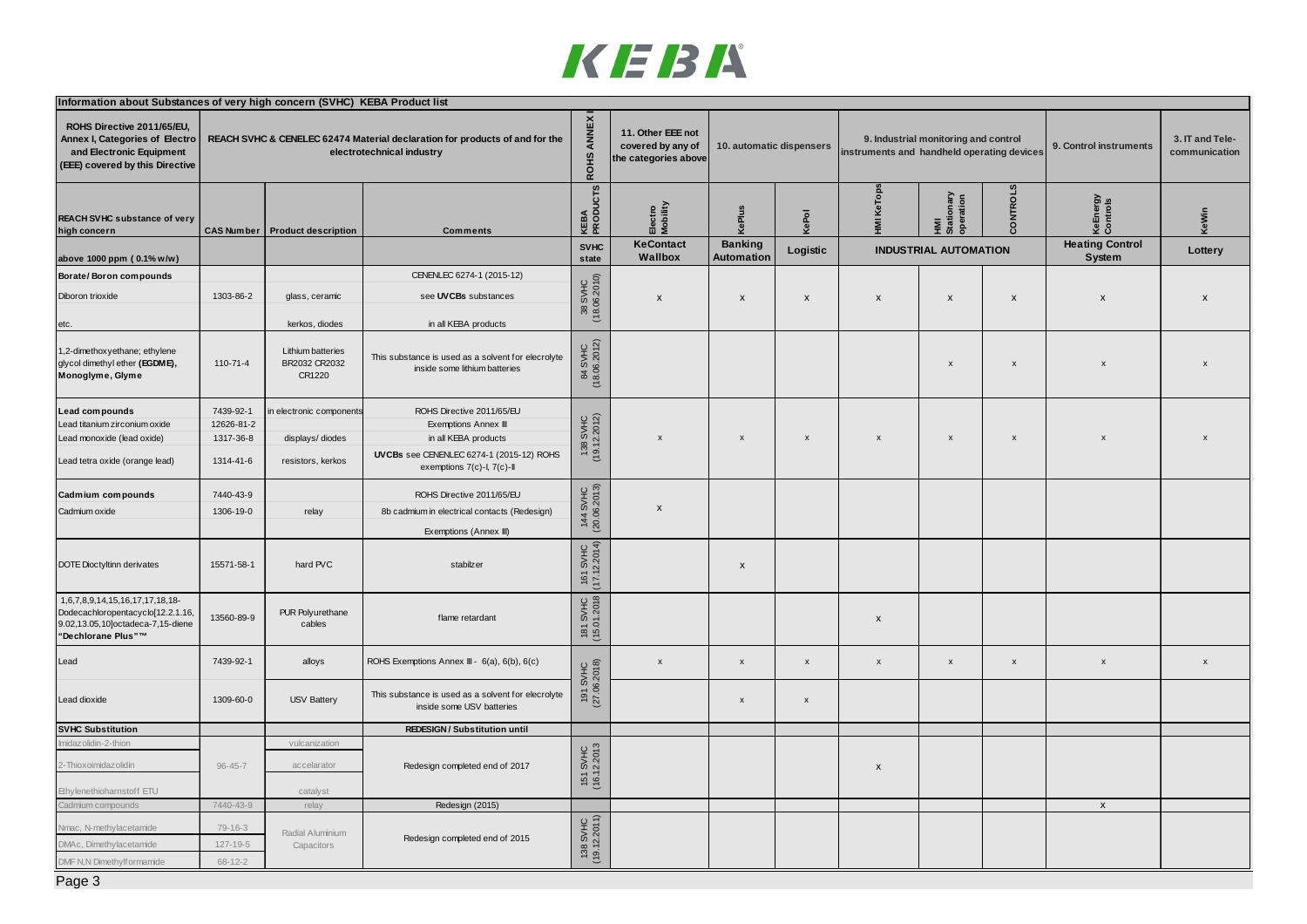**Information about Substances of very high concern (SVHC) KEBA Product list**

| ROHS Directive 2011/65/EU, Annex I, Categories of Electro and Electronic Equipment (EEE) covered by this Directive | REACH SVHC & CENELEC 62474 Material declaration for products of and for the electrotechnical industry | | | ROHS ANNEX I | 11. Other EEE not covered by any of the categories above | 10. automatic dispensers | | 9. Industrial monitoring and control instruments and handheld operating devices | | | 9. Control instruments | 3. IT and Tele-communication |
|---|---|---|---|---|---|---|---|---|---|---|---|---|
| **REACH SVHC substance of very high concern** | **CAS Number** | **Product description** | **Comments** | **KEBA PRODUCTS** | **Electro Mobility** | **KePlus** | **KePol** | **HMI KeTops** | **HMI Stationary operation** | **CONTROLS** | **KeEnergy Controls** | **KeWin** |
| **above 1000 ppm ( 0.1% w/w)** | | | | **SVHC state** | **KeContact Wallbox** | **Banking Automation** | **Logistic** | **INDUSTRIAL AUTOMATION** | | | **Heating Control System** | **Lottery** |
| **Borate/ Boron compounds** | | | CENELEC 6274-1 (2015-12) | 38 SVHC (18.06.2010) | | | | | | | | |
| Diboron trioxide | 1303-86-2 | glass, ceramic | see **UVCBs** substances | | x | x | x | x | x | x | x | x |
| etc. | | kerkos, diodes | in all KEBA products | | | | | | | | | |
| 1,2-dimethoxyethane; ethylene glycol dimethyl ether **(EGDME), Monoglyme, Glyme** | 110-71-4 | Lithium batteries BR2032 CR2032 CR1220 | This substance is used as a solvent for electrolyte inside some lithium batteries | 84 SVHC (18.06.2012) | | | | | x | x | x | x |
| **Lead compounds** | 7439-92-1 | in electronic components | ROHS Directive 2011/65/EU | 138 SVHC (19.12.2012) | | | | | | | | |
| Lead titanium zirconium oxide | 12626-81-2 | | Exemptions Annex III | | | | | | | | | |
| Lead monoxide (lead oxide) | 1317-36-8 | displays/ diodes | in all KEBA products | | x | x | x | x | x | x | x | x |
| Lead tetra oxide (orange lead) | 1314-41-6 | resistors, kerkos | **UVCBs** see CENELEC 6274-1 (2015-12) ROHS exemptions 7(c)-I, 7(c)-II | | | | | | | | | |
| **Cadmium compounds** | 7440-43-9 | | ROHS Directive 2011/65/EU | 144 SVHC (20.06.2013) | | | | | | | | |
| Cadmium oxide | 1306-19-0 | relay | 8b cadmium in electrical contacts (Redesign) | | x | | | | | | | |
| | | | Exemptions (Annex III) | | | | | | | | | |
| DOTE Dioctyltinn derivates | 15571-58-1 | hard PVC | stabilzer | 161 SVHC (17.12.2014) | | x | | | | | | |
| 1,6,7,8,9,14,15,16,17,17,18,18-Dodecachloropentacyclo[12.2.1.16,9.02,13.05,10]octadeca-7,15-diene **"Dechlorane Plus"™** | 13560-89-9 | PUR Polyurethane cables | flame retardant | 181 SVHC (15.01.2018) | | | | x | | | | |
| Lead | 7439-92-1 | alloys | ROHS Exemptions Annex III - 6(a), 6(b), 6(c) | 191 SVHC (27.06.2018) | x | x | x | x | x | x | x | x |
| Lead dioxide | 1309-60-0 | USV Battery | This substance is used as a solvent for electrolyte inside some USV batteries | | | x | x | | | | | |
| **SVHC Substitution** | | | **REDESIGN / Substitution until** | | | | | | | | | |
| Imidazolidin-2-thion | | vulcanization | | 151 SVHC (16.12.2013 | | | | | | | | |
| 2-Thioxoimidazolidin | 96-45-7 | accelarator | Redesign completed end of 2017 | | | | | x | | | | |
| Ethylenethioharnstoff ETU | | catalyst | | | | | | | | | | |
| Cadmium compounds | 7440-43-9 | relay | Redesign (2015) | | | | | | | | x | |
| Nmac, N-methylacetamide | 79-16-3 | Radial Aluminium Capacitors | Redesign completed end of 2015 | 138 SVHC (19.12.2011) | | | | | | | | |
| DMAc, Dimethylacetamide | 127-19-5 | | | | | | | | | | | |
| DMF N,N Dimethylformamide | 68-12-2 | | | | | | | | | | | |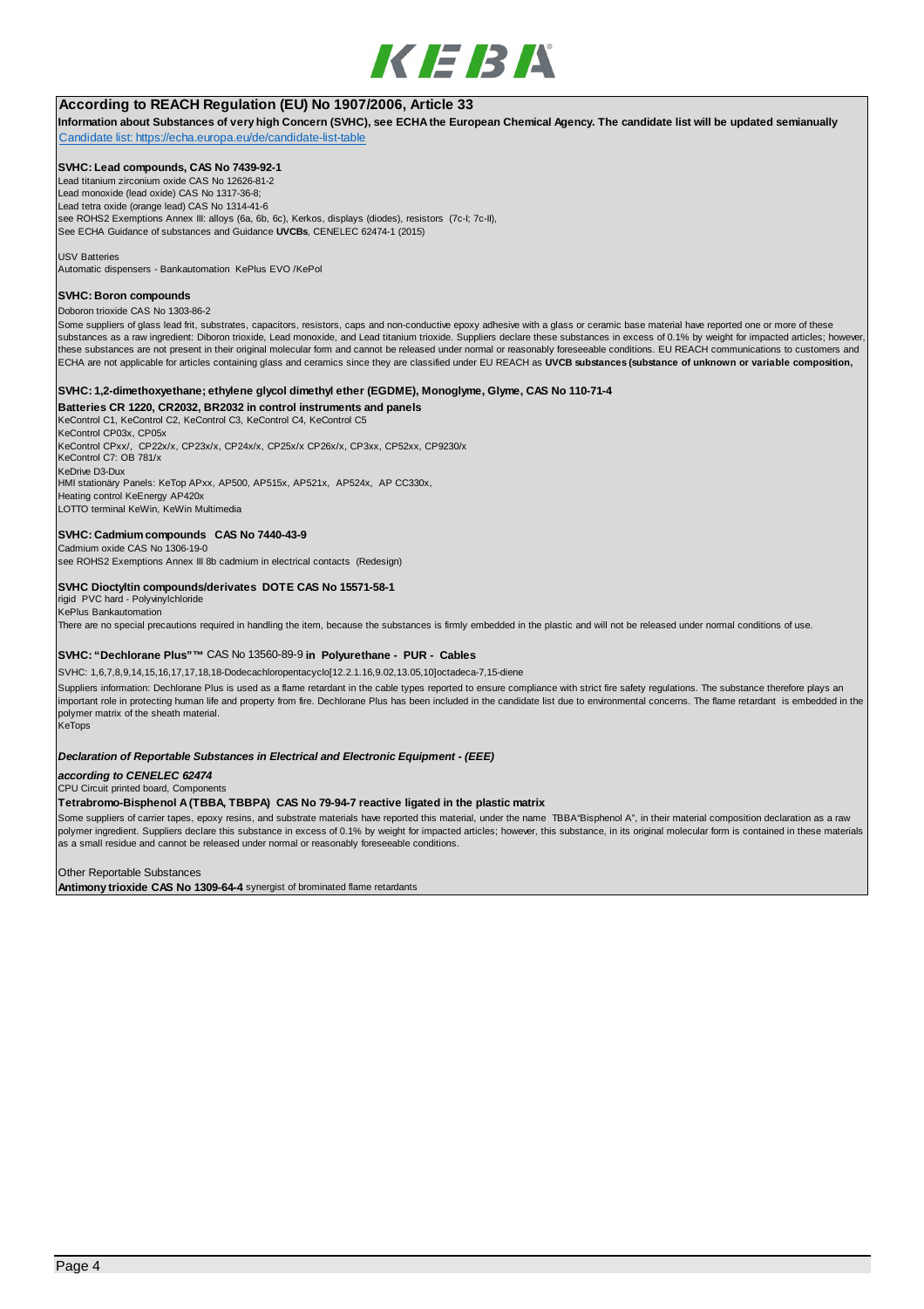## According to REACH Regulation (EU) No 1907/2006, Article 33

**Information about Substances of very high Concern (SVHC), see ECHA the European Chemical Agency. The candidate list will be updated semianually**

Candidate list: https://echa.europa.eu/de/candidate-list-table

**SVHC: Lead compounds, CAS No 7439-92-1**

Lead titanium zirconium oxide CAS No 12626-81-2
Lead monoxide (lead oxide) CAS No 1317-36-8;
Lead tetra oxide (orange lead) CAS No 1314-41-6
see ROHS2 Exemptions Annex III: alloys (6a, 6b, 6c), Kerkos, displays (diodes), resistors (7c-I; 7c-II),
See ECHA Guidance of substances and Guidance **UVCBs**, CENELEC 62474-1 (2015)

USV Batteries
Automatic dispensers - Bankautomation KePlus EVO /KePol

**SVHC: Boron compounds**

Doboron trioxide CAS No 1303-86-2

Some suppliers of glass lead frit, substrates, capacitors, resistors, caps and non-conductive epoxy adhesive with a glass or ceramic base material have reported one or more of these substances as a raw ingredient: Diboron trioxide, Lead monoxide, and Lead titanium trioxide. Suppliers declare these substances in excess of 0.1% by weight for impacted articles; however, these substances are not present in their original molecular form and cannot be released under normal or reasonably foreseeable conditions. EU REACH communications to customers and ECHA are not applicable for articles containing glass and ceramics since they are classified under EU REACH as **UVCB substances (substance of unknown or variable composition,**

**SVHC: 1,2-dimethoxyethane; ethylene glycol dimethyl ether (EGDME), Monoglyme, Glyme, CAS No 110-71-4**

**Batteries CR 1220, CR2032, BR2032 in control instruments and panels**

KeControl C1, KeControl C2, KeControl C3, KeControl C4, KeControl C5
KeControl CP03x, CP05x
KeControl CPxx/, CP22x/x, CP23x/x, CP24x/x, CP25x/x CP26x/x, CP3xx, CP52xx, CP9230/x
KeControl C7: OB 781/x
KeDrive D3-Dux
HMI stationäry Panels: KeTop APxx, AP500, AP515x, AP521x, AP524x, AP CC330x,
Heating control KeEnergy AP420x
LOTTO terminal KeWin, KeWin Multimedia

**SVHC: Cadmium compounds CAS No 7440-43-9**

Cadmium oxide CAS No 1306-19-0
see ROHS2 Exemptions Annex III 8b cadmium in electrical contacts (Redesign)

**SVHC Dioctyltin compounds/derivates DOTE CAS No 15571-58-1**

rigid PVC hard - Polyvinylchloride
KePlus Bankautomation
There are no special precautions required in handling the item, because the substances is firmly embedded in the plastic and will not be released under normal conditions of use.

**SVHC: "Dechlorane Plus"™** CAS No 13560-89-9 **in Polyurethane - PUR - Cables**

SVHC: 1,6,7,8,9,14,15,16,17,17,18,18-Dodecachloropentacyclo[12.2.1.16,9.02,13.05,10]octadeca-7,15-diene

Suppliers information: Dechlorane Plus is used as a flame retardant in the cable types reported to ensure compliance with strict fire safety regulations. The substance therefore plays an important role in protecting human life and property from fire. Dechlorane Plus has been included in the candidate list due to environmental concerns. The flame retardant is embedded in the polymer matrix of the sheath material.
KeTops

***Declaration of Reportable Substances in Electrical and Electronic Equipment - (EEE)***

***according to CENELEC 62474***

CPU Circuit printed board, Components

**Tetrabromo-Bisphenol A (TBBA, TBBPA) CAS No 79-94-7 reactive ligated in the plastic matrix**

Some suppliers of carrier tapes, epoxy resins, and substrate materials have reported this material, under the name TBBA"Bisphenol A", in their material composition declaration as a raw polymer ingredient. Suppliers declare this substance in excess of 0.1% by weight for impacted articles; however, this substance, in its original molecular form is contained in these materials as a small residue and cannot be released under normal or reasonably foreseeable conditions.

Other Reportable Substances
**Antimony trioxide CAS No 1309-64-4** synergist of brominated flame retardants